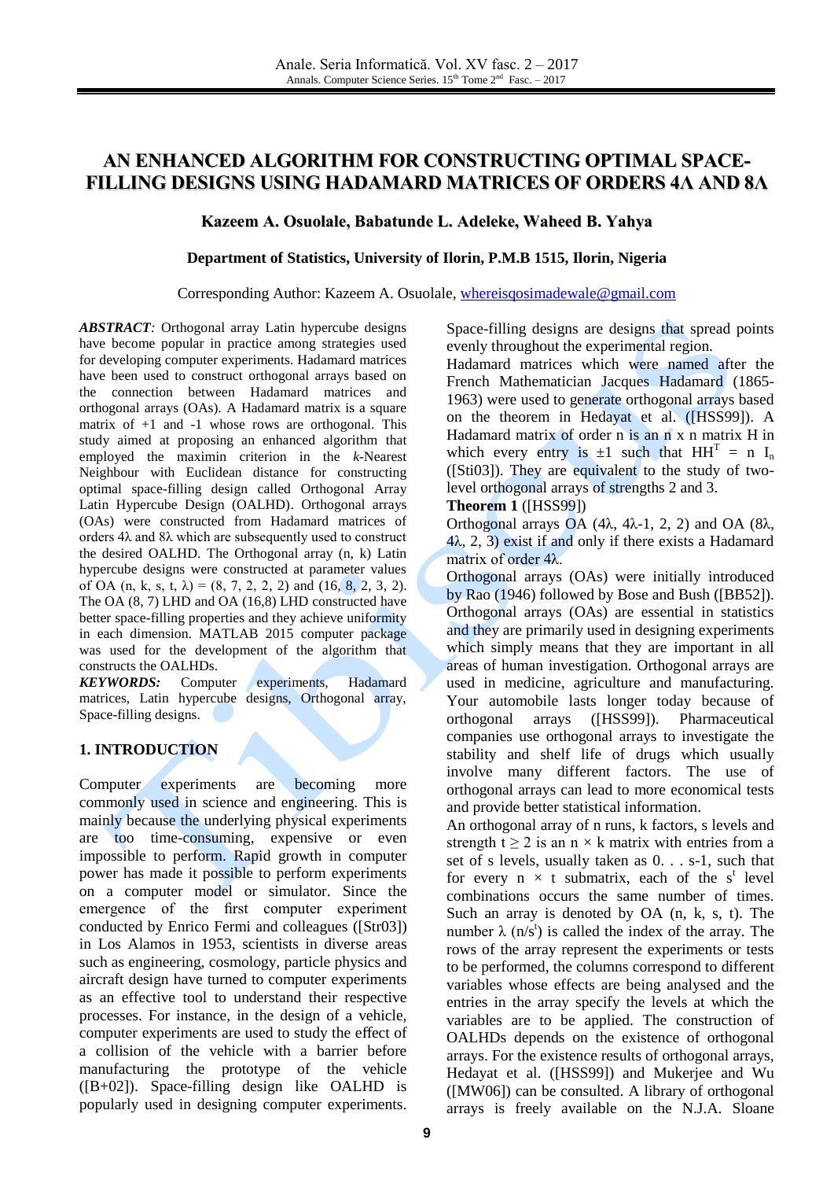# AN ENHANCED ALGORITHM FOR CONSTRUCTING OPTIMAL SPACE-FILLING DESIGNS USING HADAMARD MATRICES OF ORDERS 4Λ AND 8Λ

**Kazeem A. Osuolale, Babatunde L. Adeleke, Waheed B. Yahya**

**Department of Statistics, University of Ilorin, P.M.B 1515, Ilorin, Nigeria**

Corresponding Author: Kazeem A. Osuolale, whereisqosimadewale@gmail.com

***ABSTRACT**:* Orthogonal array Latin hypercube designs have become popular in practice among strategies used for developing computer experiments. Hadamard matrices have been used to construct orthogonal arrays based on the connection between Hadamard matrices and orthogonal arrays (OAs). A Hadamard matrix is a square matrix of +1 and -1 whose rows are orthogonal. This study aimed at proposing an enhanced algorithm that employed the maximin criterion in the *k*-Nearest Neighbour with Euclidean distance for constructing optimal space-filling design called Orthogonal Array Latin Hypercube Design (OALHD). Orthogonal arrays (OAs) were constructed from Hadamard matrices of orders 4λ and 8λ which are subsequently used to construct the desired OALHD. The Orthogonal array (n, k) Latin hypercube designs were constructed at parameter values of OA (n, k, s, t, λ) = (8, 7, 2, 2, 2) and (16, 8, 2, 3, 2). The OA (8, 7) LHD and OA (16,8) LHD constructed have better space-filling properties and they achieve uniformity in each dimension. MATLAB 2015 computer package was used for the development of the algorithm that constructs the OALHDs.

***KEYWORDS:*** Computer experiments, Hadamard matrices, Latin hypercube designs, Orthogonal array, Space-filling designs.

## 1. INTRODUCTION

Computer experiments are becoming more commonly used in science and engineering. This is mainly because the underlying physical experiments are too time-consuming, expensive or even impossible to perform. Rapid growth in computer power has made it possible to perform experiments on a computer model or simulator. Since the emergence of the first computer experiment conducted by Enrico Fermi and colleagues ([Str03]) in Los Alamos in 1953, scientists in diverse areas such as engineering, cosmology, particle physics and aircraft design have turned to computer experiments as an effective tool to understand their respective processes. For instance, in the design of a vehicle, computer experiments are used to study the effect of a collision of the vehicle with a barrier before manufacturing the prototype of the vehicle ([B+02]). Space-filling design like OALHD is popularly used in designing computer experiments. Space-filling designs are designs that spread points evenly throughout the experimental region.

Hadamard matrices which were named after the French Mathematician Jacques Hadamard (1865-1963) were used to generate orthogonal arrays based on the theorem in Hedayat et al. ([HSS99]). A Hadamard matrix of order n is an n x n matrix H in which every entry is ±1 such that $HH^T = n\ I_n$ ([Sti03]). They are equivalent to the study of two-level orthogonal arrays of strengths 2 and 3.

**Theorem 1** ([HSS99])

Orthogonal arrays OA (4λ, 4λ-1, 2, 2) and OA (8λ, 4λ, 2, 3) exist if and only if there exists a Hadamard matrix of order 4λ.

Orthogonal arrays (OAs) were initially introduced by Rao (1946) followed by Bose and Bush ([BB52]). Orthogonal arrays (OAs) are essential in statistics and they are primarily used in designing experiments which simply means that they are important in all areas of human investigation. Orthogonal arrays are used in medicine, agriculture and manufacturing. Your automobile lasts longer today because of orthogonal arrays ([HSS99]). Pharmaceutical companies use orthogonal arrays to investigate the stability and shelf life of drugs which usually involve many different factors. The use of orthogonal arrays can lead to more economical tests and provide better statistical information.

An orthogonal array of n runs, k factors, s levels and strength $t \geq 2$ is an n × k matrix with entries from a set of s levels, usually taken as 0. . . s-1, such that for every n × t submatrix, each of the $s^t$ level combinations occurs the same number of times. Such an array is denoted by OA (n, k, s, t). The number λ $(n/s^t)$ is called the index of the array. The rows of the array represent the experiments or tests to be performed, the columns correspond to different variables whose effects are being analysed and the entries in the array specify the levels at which the variables are to be applied. The construction of OALHDs depends on the existence of orthogonal arrays. For the existence results of orthogonal arrays, Hedayat et al. ([HSS99]) and Mukerjee and Wu ([MW06]) can be consulted. A library of orthogonal arrays is freely available on the N.J.A. Sloane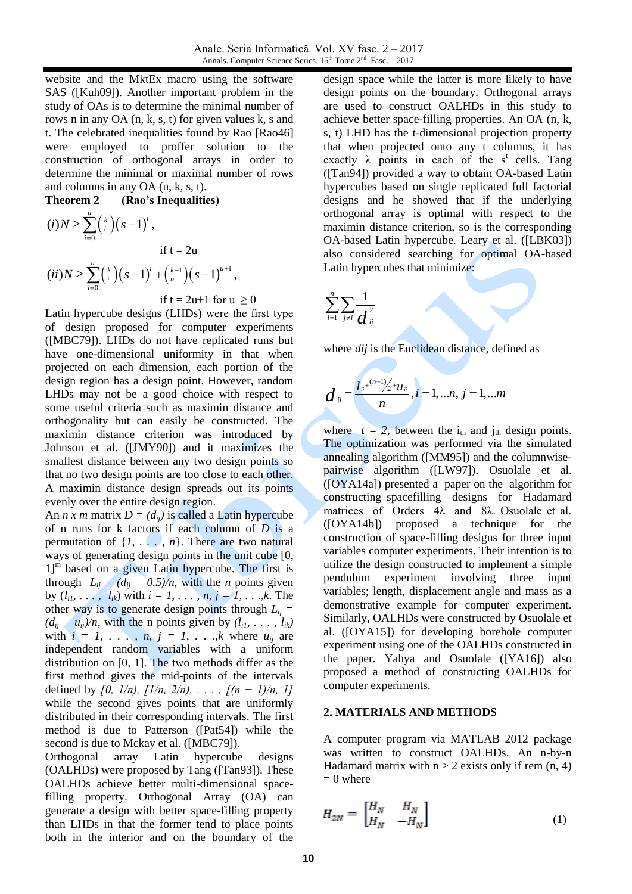website and the MktEx macro using the software SAS ([Kuh09]). Another important problem in the study of OAs is to determine the minimal number of rows n in any OA (n, k, s, t) for given values k, s and t. The celebrated inequalities found by Rao [Rao46] were employed to proffer solution to the construction of orthogonal arrays in order to determine the minimal or maximal number of rows and columns in any OA (n, k, s, t).

**Theorem 2 (Rao's Inequalities)**

$$(i) N \geq \sum_{i=0}^{u} \binom{k}{i} (s-1)^i,$$

if t = 2u

$$(ii) N \geq \sum_{i=0}^{u} \binom{k}{i} (s-1)^i + \binom{k-1}{u} (s-1)^{u+1},$$

if t = 2u+1 for u $\geq 0$

Latin hypercube designs (LHDs) were the first type of design proposed for computer experiments ([MBC79]). LHDs do not have replicated runs but have one-dimensional uniformity in that when projected on each dimension, each portion of the design region has a design point. However, random LHDs may not be a good choice with respect to some useful criteria such as maximin distance and orthogonality but can easily be constructed. The maximin distance criterion was introduced by Johnson et al. ([JMY90]) and it maximizes the smallest distance between any two design points so that no two design points are too close to each other. A maximin distance design spreads out its points evenly over the entire design region.

An *n x m* matrix $D = (d_{ij})$ is called a Latin hypercube of n runs for k factors if each column of *D* is a permutation of $\{1, \ldots, n\}$. There are two natural ways of generating design points in the unit cube $[0, 1]^m$ based on a given Latin hypercube. The first is through $L_{ij} = (d_{ij} - 0.5)/n$, with the *n* points given by $(l_{i1}, \ldots, l_{ik})$ with $i = 1, \ldots, n, j = 1, \ldots, k$. The other way is to generate design points through $L_{ij} = (d_{ij} - u_{ij})/n$, with the n points given by $(l_{i1}, \ldots, l_{ik})$ with $i = 1, \ldots, n, j = 1, \ldots, k$ where $u_{ij}$ are independent random variables with a uniform distribution on [0, 1]. The two methods differ as the first method gives the mid-points of the intervals defined by $[0, 1/n), [1/n, 2/n), \ldots, [(n - 1)/n, 1]$ while the second gives points that are uniformly distributed in their corresponding intervals. The first method is due to Patterson ([Pat54]) while the second is due to Mckay et al. ([MBC79]).

Orthogonal array Latin hypercube designs (OALHDs) were proposed by Tang ([Tan93]). These OALHDs achieve better multi-dimensional space-filling property. Orthogonal Array (OA) can generate a design with better space-filling property than LHDs in that the former tend to place points both in the interior and on the boundary of the design space while the latter is more likely to have design points on the boundary. Orthogonal arrays are used to construct OALHDs in this study to achieve better space-filling properties. An OA (n, k, s, t) LHD has the t-dimensional projection property that when projected onto any t columns, it has exactly λ points in each of the $s^t$ cells. Tang ([Tan94]) provided a way to obtain OA-based Latin hypercubes based on single replicated full factorial designs and he showed that if the underlying orthogonal array is optimal with respect to the maximin distance criterion, so is the corresponding OA-based Latin hypercube. Leary et al. ([LBK03]) also considered searching for optimal OA-based Latin hypercubes that minimize:

$$\sum_{i=1}^{n} \sum_{j \neq i} \frac{1}{d_{ij}^2}$$

where *dij* is the Euclidean distance, defined as

$$d_{ij} = \frac{l_{ij} + {}^{(n-1)}\!/_{2} + u_{ij}}{n}, i = 1, \ldots n, j = 1, \ldots m$$

where $t = 2$, between the $i_{th}$ and $j_{th}$ design points. The optimization was performed via the simulated annealing algorithm ([MM95]) and the columnwise-pairwise algorithm ([LW97]). Osuolale et al. ([OYA14a]) presented a paper on the algorithm for constructing spacefilling designs for Hadamard matrices of Orders 4λ and 8λ. Osuolale et al. ([OYA14b]) proposed a technique for the construction of space-filling designs for three input variables computer experiments. Their intention is to utilize the design constructed to implement a simple pendulum experiment involving three input variables; length, displacement angle and mass as a demonstrative example for computer experiment. Similarly, OALHDs were constructed by Osuolale et al. ([OYA15]) for developing borehole computer experiment using one of the OALHDs constructed in the paper. Yahya and Osuolale ([YA16]) also proposed a method of constructing OALHDs for computer experiments.

## 2. MATERIALS AND METHODS

A computer program via MATLAB 2012 package was written to construct OALHDs. An n-by-n Hadamard matrix with n > 2 exists only if rem (n, 4) = 0 where

$$H_{2N} = \begin{bmatrix} H_N & H_N \\ H_N & -H_N \end{bmatrix} \tag{1}$$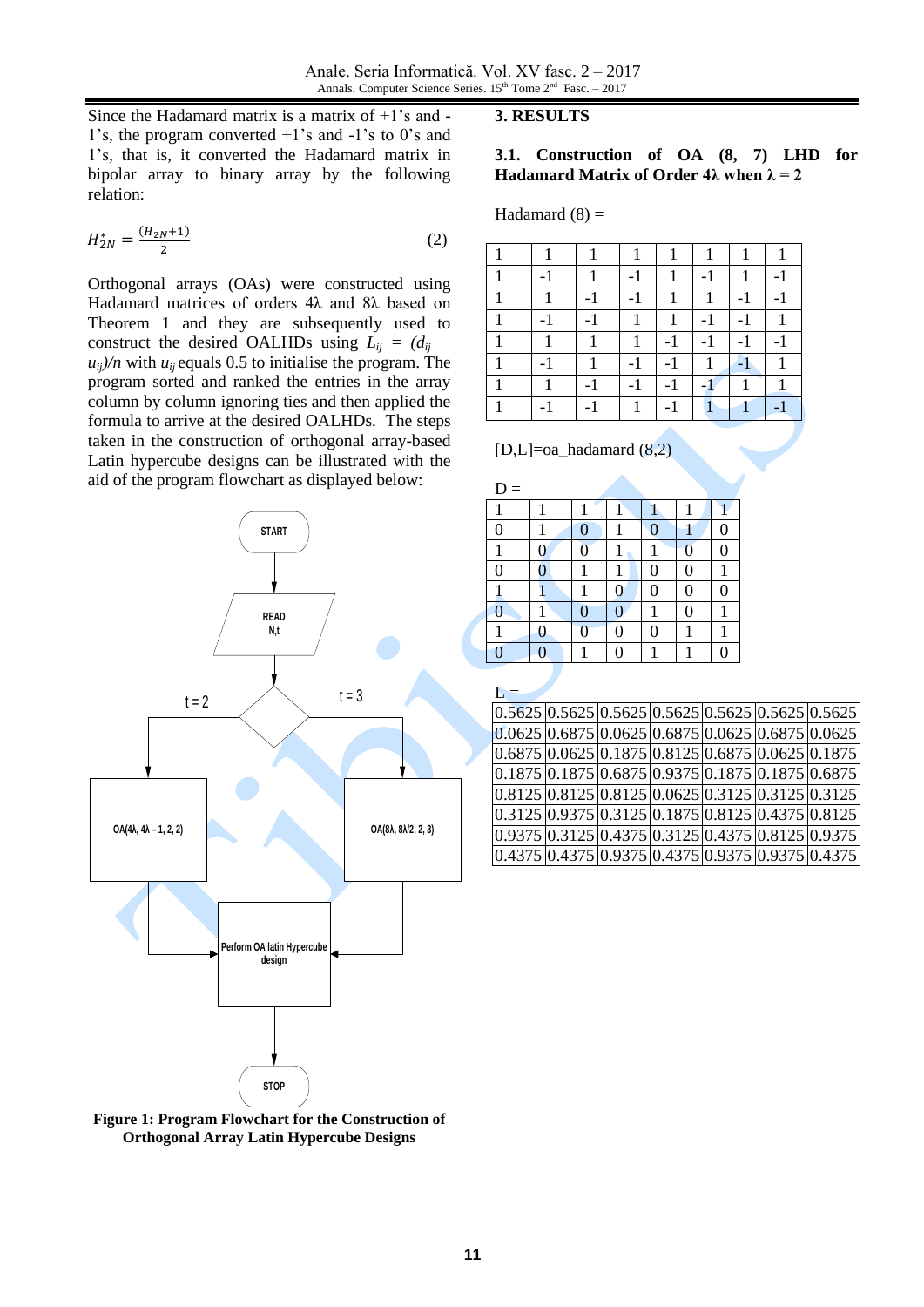Since the Hadamard matrix is a matrix of +1's and -1's, the program converted +1's and -1's to 0's and 1's, that is, it converted the Hadamard matrix in bipolar array to binary array by the following relation:

$$H_{2N}^{*} = \frac{(H_{2N}+1)}{2} \quad (2)$$

Orthogonal arrays (OAs) were constructed using Hadamard matrices of orders 4λ and 8λ based on Theorem 1 and they are subsequently used to construct the desired OALHDs using $L_{ij} = (d_{ij} - u_{ij})/n$ with $u_{ij}$ equals 0.5 to initialise the program. The program sorted and ranked the entries in the array column by column ignoring ties and then applied the formula to arrive at the desired OALHDs. The steps taken in the construction of orthogonal array-based Latin hypercube designs can be illustrated with the aid of the program flowchart as displayed below:

START → READ N,t → (t = 2) OA(4λ, 4λ – 1, 2, 2) / (t = 3) OA(8λ, 8λ/2, 2, 3) → Perform OA latin Hypercube design → STOP

**Figure 1: Program Flowchart for the Construction of Orthogonal Array Latin Hypercube Designs**

## 3. RESULTS

### 3.1. Construction of OA (8, 7) LHD for Hadamard Matrix of Order 4λ when λ = 2

Hadamard (8) =

| | | | | | | | |
|---|---|---|---|---|---|---|---|
| 1 | 1 | 1 | 1 | 1 | 1 | 1 | 1 |
| 1 | -1 | 1 | -1 | 1 | -1 | 1 | -1 |
| 1 | 1 | -1 | -1 | 1 | 1 | -1 | -1 |
| 1 | -1 | -1 | 1 | 1 | -1 | -1 | 1 |
| 1 | 1 | 1 | 1 | -1 | -1 | -1 | -1 |
| 1 | -1 | 1 | -1 | -1 | 1 | -1 | 1 |
| 1 | 1 | -1 | -1 | -1 | -1 | 1 | 1 |
| 1 | -1 | -1 | 1 | -1 | 1 | 1 | -1 |

[D,L]=oa_hadamard (8,2)

D =

| | | | | | | |
|---|---|---|---|---|---|---|
| 1 | 1 | 1 | 1 | 1 | 1 | 1 |
| 0 | 1 | 0 | 1 | 0 | 1 | 0 |
| 1 | 0 | 0 | 1 | 1 | 0 | 0 |
| 0 | 0 | 1 | 1 | 0 | 0 | 1 |
| 1 | 1 | 1 | 0 | 0 | 0 | 0 |
| 0 | 1 | 0 | 0 | 1 | 0 | 1 |
| 1 | 0 | 0 | 0 | 0 | 1 | 1 |
| 0 | 0 | 1 | 0 | 1 | 1 | 0 |

L =

| | | | | | | |
|---|---|---|---|---|---|---|
| 0.5625 | 0.5625 | 0.5625 | 0.5625 | 0.5625 | 0.5625 | 0.5625 |
| 0.0625 | 0.6875 | 0.0625 | 0.6875 | 0.0625 | 0.6875 | 0.0625 |
| 0.6875 | 0.0625 | 0.1875 | 0.8125 | 0.6875 | 0.0625 | 0.1875 |
| 0.1875 | 0.1875 | 0.6875 | 0.9375 | 0.1875 | 0.1875 | 0.6875 |
| 0.8125 | 0.8125 | 0.8125 | 0.0625 | 0.3125 | 0.3125 | 0.3125 |
| 0.3125 | 0.9375 | 0.3125 | 0.1875 | 0.8125 | 0.4375 | 0.8125 |
| 0.9375 | 0.3125 | 0.4375 | 0.3125 | 0.4375 | 0.8125 | 0.9375 |
| 0.4375 | 0.4375 | 0.9375 | 0.4375 | 0.9375 | 0.9375 | 0.4375 |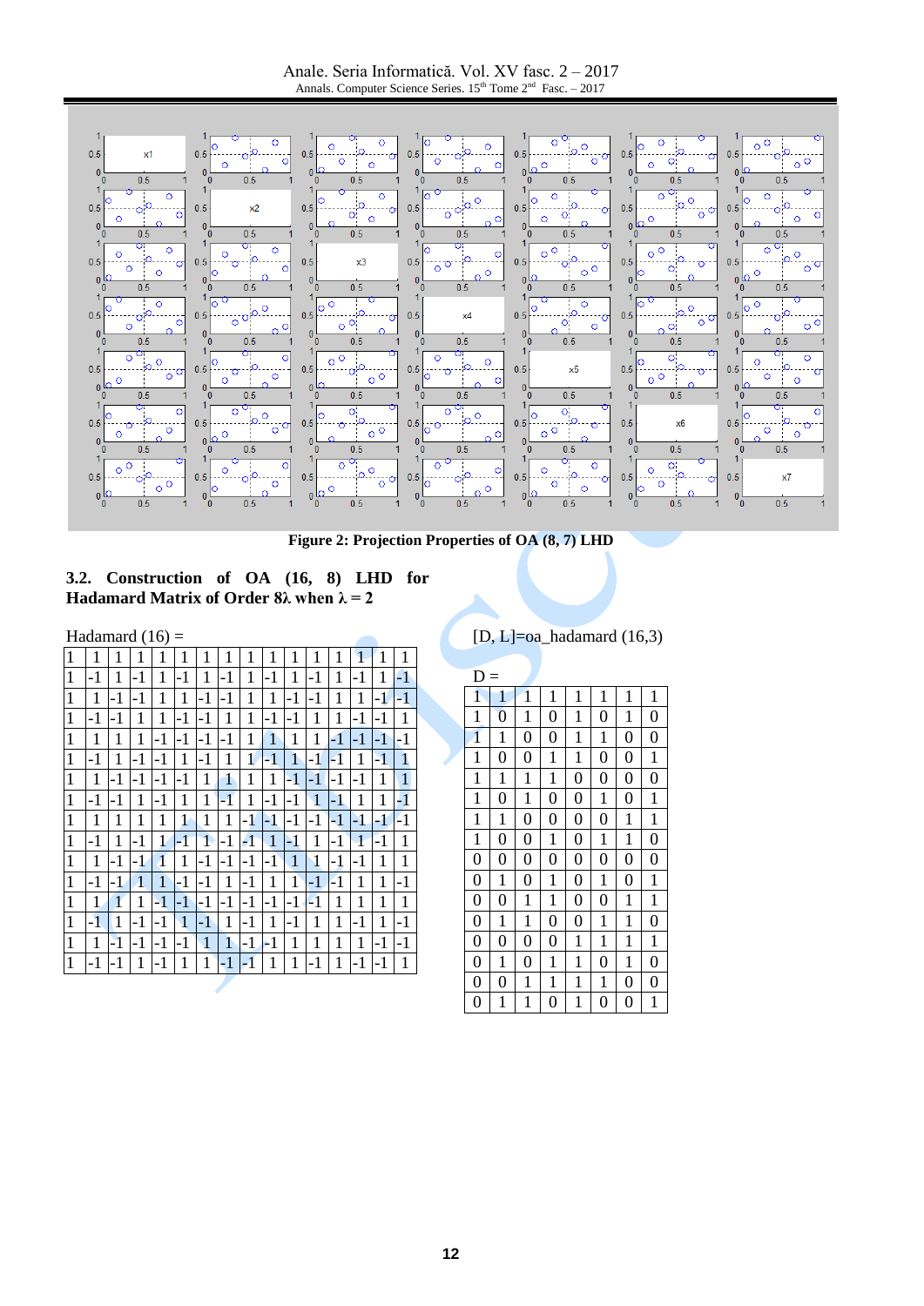**Figure 2: Projection Properties of OA (8, 7) LHD**

### 3.2. Construction of OA (16, 8) LHD for Hadamard Matrix of Order 8λ when λ = 2

Hadamard (16) =

| 1 | 1 | 1 | 1 | 1 | 1 | 1 | 1 | 1 | 1 | 1 | 1 | 1 | 1 | 1 | 1 |
|---|---|---|---|---|---|---|---|---|---|---|---|---|---|---|---|
| 1 | -1 | 1 | -1 | 1 | -1 | 1 | -1 | 1 | -1 | 1 | -1 | 1 | -1 | 1 | -1 |
| 1 | 1 | -1 | -1 | 1 | 1 | -1 | -1 | 1 | 1 | -1 | -1 | 1 | 1 | -1 | -1 |
| 1 | -1 | -1 | 1 | 1 | -1 | -1 | 1 | 1 | -1 | -1 | 1 | 1 | -1 | -1 | 1 |
| 1 | 1 | 1 | 1 | -1 | -1 | -1 | -1 | 1 | 1 | 1 | 1 | -1 | -1 | -1 | -1 |
| 1 | -1 | 1 | -1 | -1 | 1 | -1 | 1 | 1 | -1 | 1 | -1 | -1 | 1 | -1 | 1 |
| 1 | 1 | -1 | -1 | -1 | -1 | 1 | 1 | 1 | 1 | -1 | -1 | -1 | -1 | 1 | 1 |
| 1 | -1 | -1 | 1 | -1 | 1 | 1 | -1 | 1 | -1 | -1 | 1 | -1 | 1 | 1 | -1 |
| 1 | 1 | 1 | 1 | 1 | 1 | 1 | 1 | -1 | -1 | -1 | -1 | -1 | -1 | -1 | -1 |
| 1 | -1 | 1 | -1 | 1 | -1 | 1 | -1 | -1 | 1 | -1 | 1 | -1 | 1 | -1 | 1 |
| 1 | 1 | -1 | -1 | 1 | 1 | -1 | -1 | -1 | -1 | 1 | 1 | -1 | -1 | 1 | 1 |
| 1 | -1 | -1 | 1 | 1 | -1 | -1 | 1 | -1 | 1 | 1 | -1 | -1 | 1 | 1 | -1 |
| 1 | 1 | 1 | 1 | -1 | -1 | -1 | -1 | -1 | -1 | -1 | -1 | 1 | 1 | 1 | 1 |
| 1 | -1 | 1 | -1 | -1 | 1 | -1 | 1 | -1 | 1 | -1 | 1 | 1 | -1 | 1 | -1 |
| 1 | 1 | -1 | -1 | -1 | -1 | 1 | 1 | -1 | -1 | 1 | 1 | 1 | 1 | -1 | -1 |
| 1 | -1 | -1 | 1 | -1 | 1 | 1 | -1 | -1 | 1 | 1 | -1 | 1 | -1 | -1 | 1 |

[D, L]=oa_hadamard (16,3)

D =

| 1 | 1 | 1 | 1 | 1 | 1 | 1 | 1 |
|---|---|---|---|---|---|---|---|
| 1 | 0 | 1 | 0 | 1 | 0 | 1 | 0 |
| 1 | 1 | 0 | 0 | 1 | 1 | 0 | 0 |
| 1 | 0 | 0 | 1 | 1 | 0 | 0 | 1 |
| 1 | 1 | 1 | 1 | 0 | 0 | 0 | 0 |
| 1 | 0 | 1 | 0 | 0 | 1 | 0 | 1 |
| 1 | 1 | 0 | 0 | 0 | 0 | 1 | 1 |
| 1 | 0 | 0 | 1 | 0 | 1 | 1 | 0 |
| 0 | 0 | 0 | 0 | 0 | 0 | 0 | 0 |
| 0 | 1 | 0 | 1 | 0 | 1 | 0 | 1 |
| 0 | 0 | 1 | 1 | 0 | 0 | 1 | 1 |
| 0 | 1 | 1 | 0 | 0 | 1 | 1 | 0 |
| 0 | 0 | 0 | 0 | 1 | 1 | 1 | 1 |
| 0 | 1 | 0 | 1 | 1 | 0 | 1 | 0 |
| 0 | 0 | 1 | 1 | 1 | 1 | 0 | 0 |
| 0 | 1 | 1 | 0 | 1 | 0 | 0 | 1 |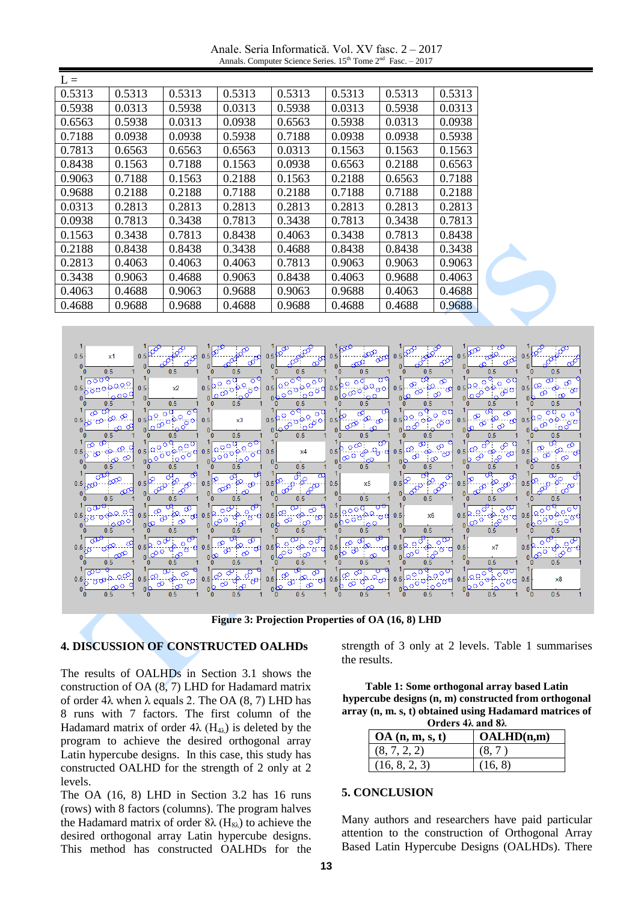L =

| | | | | | | | |
|---|---|---|---|---|---|---|---|
| 0.5313 | 0.5313 | 0.5313 | 0.5313 | 0.5313 | 0.5313 | 0.5313 | 0.5313 |
| 0.5938 | 0.0313 | 0.5938 | 0.0313 | 0.5938 | 0.0313 | 0.5938 | 0.0313 |
| 0.6563 | 0.5938 | 0.0313 | 0.0938 | 0.6563 | 0.5938 | 0.0313 | 0.0938 |
| 0.7188 | 0.0938 | 0.0938 | 0.5938 | 0.7188 | 0.0938 | 0.0938 | 0.5938 |
| 0.7813 | 0.6563 | 0.6563 | 0.6563 | 0.0313 | 0.1563 | 0.1563 | 0.1563 |
| 0.8438 | 0.1563 | 0.7188 | 0.1563 | 0.0938 | 0.6563 | 0.2188 | 0.6563 |
| 0.9063 | 0.7188 | 0.1563 | 0.2188 | 0.1563 | 0.2188 | 0.6563 | 0.7188 |
| 0.9688 | 0.2188 | 0.2188 | 0.7188 | 0.2188 | 0.7188 | 0.7188 | 0.2188 |
| 0.0313 | 0.2813 | 0.2813 | 0.2813 | 0.2813 | 0.2813 | 0.2813 | 0.2813 |
| 0.0938 | 0.7813 | 0.3438 | 0.7813 | 0.3438 | 0.7813 | 0.3438 | 0.7813 |
| 0.1563 | 0.3438 | 0.7813 | 0.8438 | 0.4063 | 0.3438 | 0.7813 | 0.8438 |
| 0.2188 | 0.8438 | 0.8438 | 0.3438 | 0.4688 | 0.8438 | 0.8438 | 0.3438 |
| 0.2813 | 0.4063 | 0.4063 | 0.4063 | 0.7813 | 0.9063 | 0.9063 | 0.9063 |
| 0.3438 | 0.9063 | 0.4688 | 0.9063 | 0.8438 | 0.4063 | 0.9688 | 0.4063 |
| 0.4063 | 0.4688 | 0.9063 | 0.9688 | 0.9063 | 0.9688 | 0.4063 | 0.4688 |
| 0.4688 | 0.9688 | 0.9688 | 0.4688 | 0.9688 | 0.4688 | 0.4688 | 0.9688 |

**Figure 3: Projection Properties of OA (16, 8) LHD**

## 4. DISCUSSION OF CONSTRUCTED OALHDs

The results of OALHDs in Section 3.1 shows the construction of OA (8, 7) LHD for Hadamard matrix of order 4λ when λ equals 2. The OA (8, 7) LHD has 8 runs with 7 factors. The first column of the Hadamard matrix of order 4λ ($H_{4\lambda}$) is deleted by the program to achieve the desired orthogonal array Latin hypercube designs. In this case, this study has constructed OALHD for the strength of 2 only at 2 levels.

The OA (16, 8) LHD in Section 3.2 has 16 runs (rows) with 8 factors (columns). The program halves the Hadamard matrix of order 8λ ($H_{8\lambda}$) to achieve the desired orthogonal array Latin hypercube designs. This method has constructed OALHDs for the strength of 3 only at 2 levels. Table 1 summarises the results.

**Table 1: Some orthogonal array based Latin hypercube designs (n, m) constructed from orthogonal array (n, m. s, t) obtained using Hadamard matrices of Orders 4λ and 8λ**

| OA (n, m, s, t) | OALHD(n,m) |
|---|---|
| (8, 7, 2, 2) | (8, 7 ) |
| (16, 8, 2, 3) | (16, 8) |

## 5. CONCLUSION

Many authors and researchers have paid particular attention to the construction of Orthogonal Array Based Latin Hypercube Designs (OALHDs). There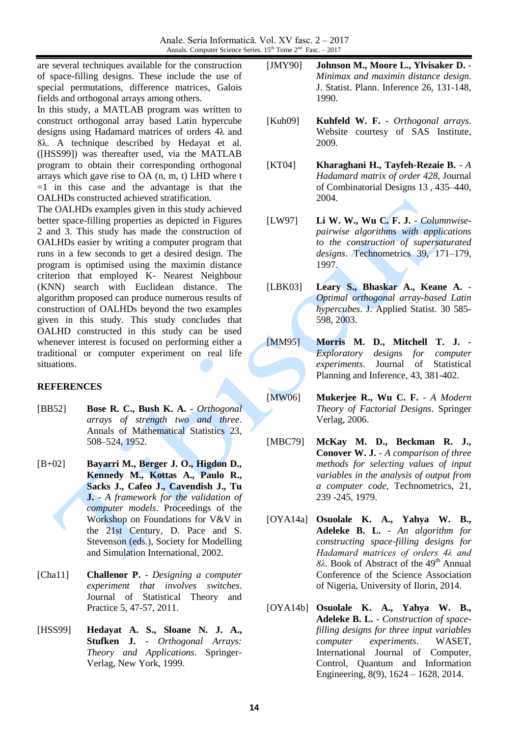are several techniques available for the construction of space-filling designs. These include the use of special permutations, difference matrices, Galois fields and orthogonal arrays among others.

In this study, a MATLAB program was written to construct orthogonal array based Latin hypercube designs using Hadamard matrices of orders 4λ and 8λ. A technique described by Hedayat et al. ([HSS99]) was thereafter used, via the MATLAB program to obtain their corresponding orthogonal arrays which gave rise to OA (n, m, t) LHD where t =1 in this case and the advantage is that the OALHDs constructed achieved stratification.

The OALHDs examples given in this study achieved better space-filling properties as depicted in Figures 2 and 3. This study has made the construction of OALHDs easier by writing a computer program that runs in a few seconds to get a desired design. The program is optimised using the maximin distance criterion that employed K- Nearest Neighbour (KNN) search with Euclidean distance. The algorithm proposed can produce numerous results of construction of OALHDs beyond the two examples given in this study. This study concludes that OALHD constructed in this study can be used whenever interest is focused on performing either a traditional or computer experiment on real life situations.

## REFERENCES

[BB52] **Bose R. C., Bush K. A.** - *Orthogonal arrays of strength two and three*. Annals of Mathematical Statistics 23, 508–524, 1952.

[B+02] **Bayarri M., Berger J. O., Higdon D., Kennedy M., Kottas A., Paulo R., Sacks J., Cafeo J., Cavendish J., Tu J.** - *A framework for the validation of computer models*. Proceedings of the Workshop on Foundations for V&V in the 21st Century, D. Pace and S. Stevenson (eds.), Society for Modelling and Simulation International, 2002.

[Cha11] **Challenor P.** - *Designing a computer experiment that involves switches*. Journal of Statistical Theory and Practice 5, 47-57, 2011.

[HSS99] **Hedayat A. S., Sloane N. J. A., Stufken J.** - *Orthogonal Arrays: Theory and Applications*. Springer-Verlag, New York, 1999.

[JMY90] **Johnson M., Moore L., Ylvisaker D.** - *Minimax and maximin distance design*. J. Statist. Plann. Inference 26, 131-148, 1990.

[Kuh09] **Kuhfeld W. F.** - *Orthogonal arrays*. Website courtesy of SAS Institute, 2009.

[KT04] **Kharaghani H., Tayfeh-Rezaie B.** - *A Hadamard matrix of order 428*, Journal of Combinatorial Designs 13 , 435–440, 2004.

[LW97] **Li W. W., Wu C. F. J.** - *Columnwise-pairwise algorithms with applications to the construction of supersaturated designs*. Technometrics 39, 171–179, 1997.

[LBK03] **Leary S., Bhaskar A., Keane A.** - *Optimal orthogonal array-based Latin hypercubes*. J. Applied Statist. 30 585-598, 2003.

[MM95] **Morris M. D., Mitchell T. J.** - *Exploratory designs for computer experiments*. Journal of Statistical Planning and Inference, 43, 381-402.

[MW06] **Mukerjee R., Wu C. F.** - *A Modern Theory of Factorial Designs*. Springer Verlag, 2006.

[MBC79] **McKay M. D., Beckman R. J., Conover W. J.** - *A comparison of three methods for selecting values of input variables in the analysis of output from a computer code*, Technometrics, 21, 239 -245, 1979.

[OYA14a] **Osuolale K. A., Yahya W. B., Adeleke B. L.** - *An algorithm for constructing space-filling designs for Hadamard matrices of orders 4λ and 8λ*. Book of Abstract of the 49th Annual Conference of the Science Association of Nigeria, University of Ilorin, 2014.

[OYA14b] **Osuolale K. A., Yahya W. B., Adeleke B. L.** - *Construction of space-filling designs for three input variables computer experiments*. WASET, International Journal of Computer, Control, Quantum and Information Engineering, 8(9), 1624 – 1628, 2014.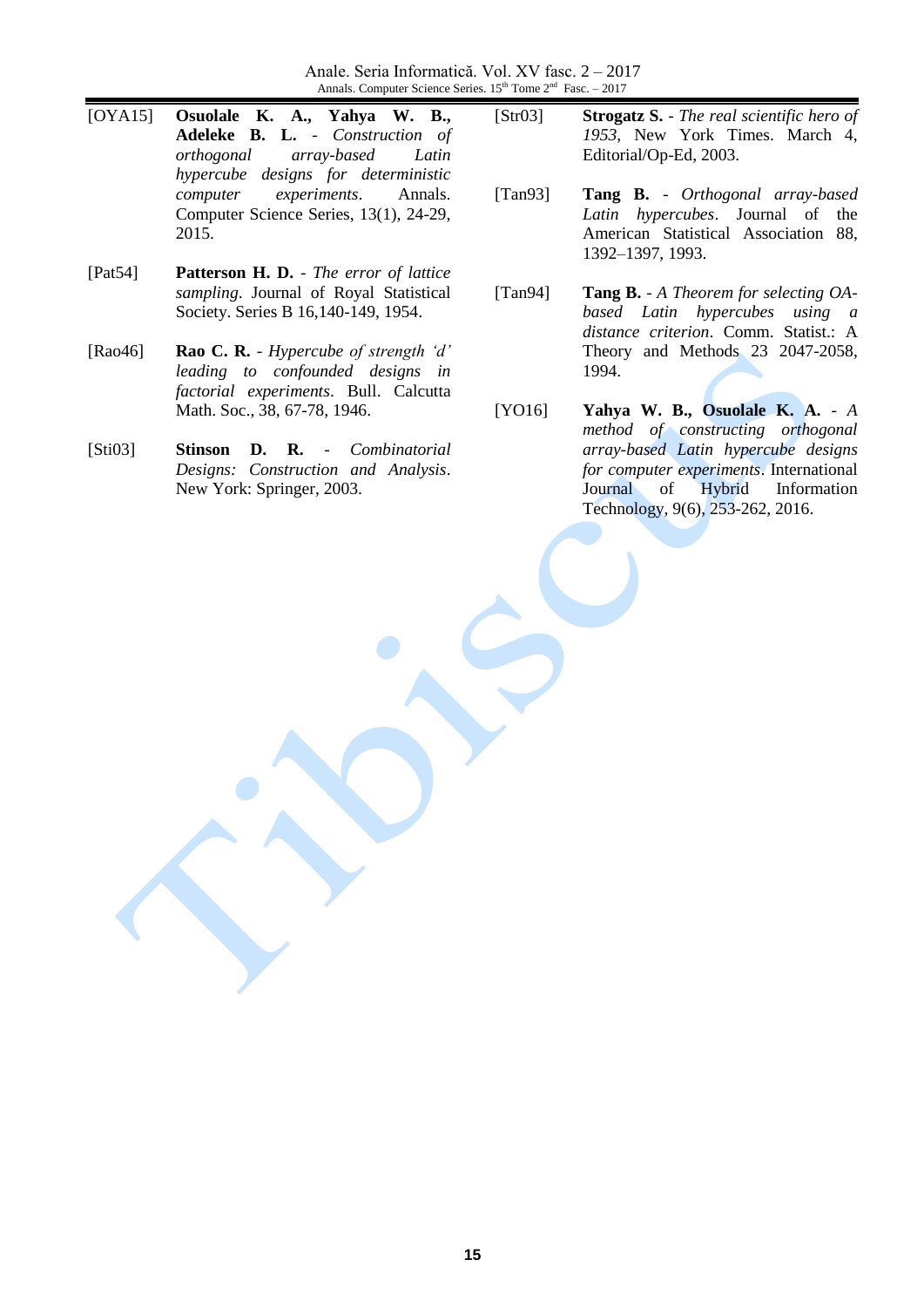[OYA15] **Osuolale K. A., Yahya W. B., Adeleke B. L.** - *Construction of orthogonal array-based Latin hypercube designs for deterministic computer experiments*. Annals. Computer Science Series, 13(1), 24-29, 2015.

[Pat54] **Patterson H. D.** - *The error of lattice sampling*. Journal of Royal Statistical Society. Series B 16,140-149, 1954.

[Rao46] **Rao C. R.** - *Hypercube of strength 'd' leading to confounded designs in factorial experiments*. Bull. Calcutta Math. Soc., 38, 67-78, 1946.

[Sti03] **Stinson D. R.** - *Combinatorial Designs: Construction and Analysis*. New York: Springer, 2003.

[Str03] **Strogatz S.** - *The real scientific hero of 1953*, New York Times. March 4, Editorial/Op-Ed, 2003.

[Tan93] **Tang B.** - *Orthogonal array-based Latin hypercubes*. Journal of the American Statistical Association 88, 1392–1397, 1993.

[Tan94] **Tang B.** - *A Theorem for selecting OA-based Latin hypercubes using a distance criterion*. Comm. Statist.: A Theory and Methods 23 2047-2058, 1994.

[YO16] **Yahya W. B., Osuolale K. A.** - *A method of constructing orthogonal array-based Latin hypercube designs for computer experiments*. International Journal of Hybrid Information Technology, 9(6), 253-262, 2016.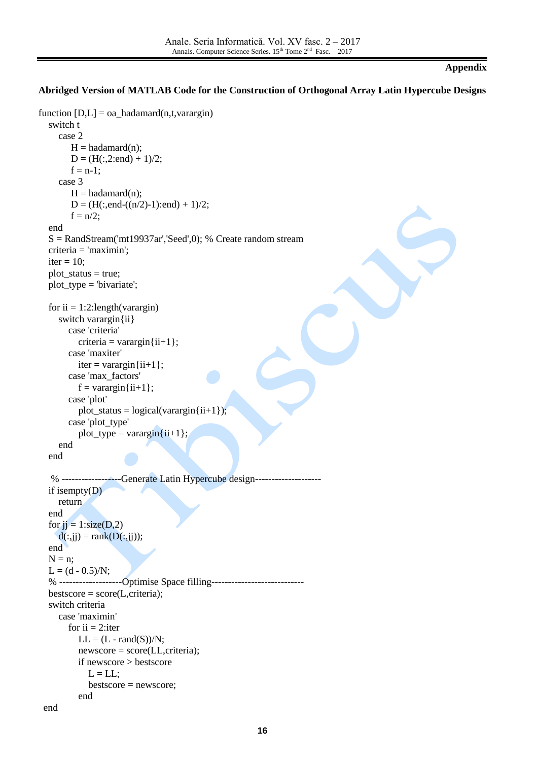**Appendix**

**Abridged Version of MATLAB Code for the Construction of Orthogonal Array Latin Hypercube Designs**

```
function [D,L] = oa_hadamard(n,t,varargin)
   switch t
      case 2
         H = hadamard(n);
         D = (H(:,2:end) + 1)/2;
         f = n-1;
      case 3
         H = hadamard(n);
         D = (H(:,end-((n/2)-1):end) + 1)/2;
         f = n/2;
   end
   S = RandStream('mt19937ar','Seed',0); % Create random stream
   criteria = 'maximin';
   iter = 10;
   plot_status = true;
   plot_type = 'bivariate';

   for ii = 1:2:length(varargin)
      switch varargin{ii}
         case 'criteria'
            criteria = varargin{ii+1};
         case 'maxiter'
            iter = varargin{ii+1};
         case 'max_factors'
            f = varargin{ii+1};
         case 'plot'
            plot_status = logical(varargin{ii+1});
         case 'plot_type'
            plot_type = varargin{ii+1};
      end
   end

   % ------------------Generate Latin Hypercube design--------------------
   if isempty(D)
      return
   end
   for jj = 1:size(D,2)
      d(:,jj) = rank(D(:,jj));
   end
   N = n;
   L = (d - 0.5)/N;
   % -------------------Optimise Space filling----------------------------
   bestscore = score(L,criteria);
   switch criteria
      case 'maximin'
         for ii = 2:iter
            LL = (L - rand(S))/N;
            newscore = score(LL,criteria);
            if newscore > bestscore
               L = LL;
               bestscore = newscore;
            end
  end
```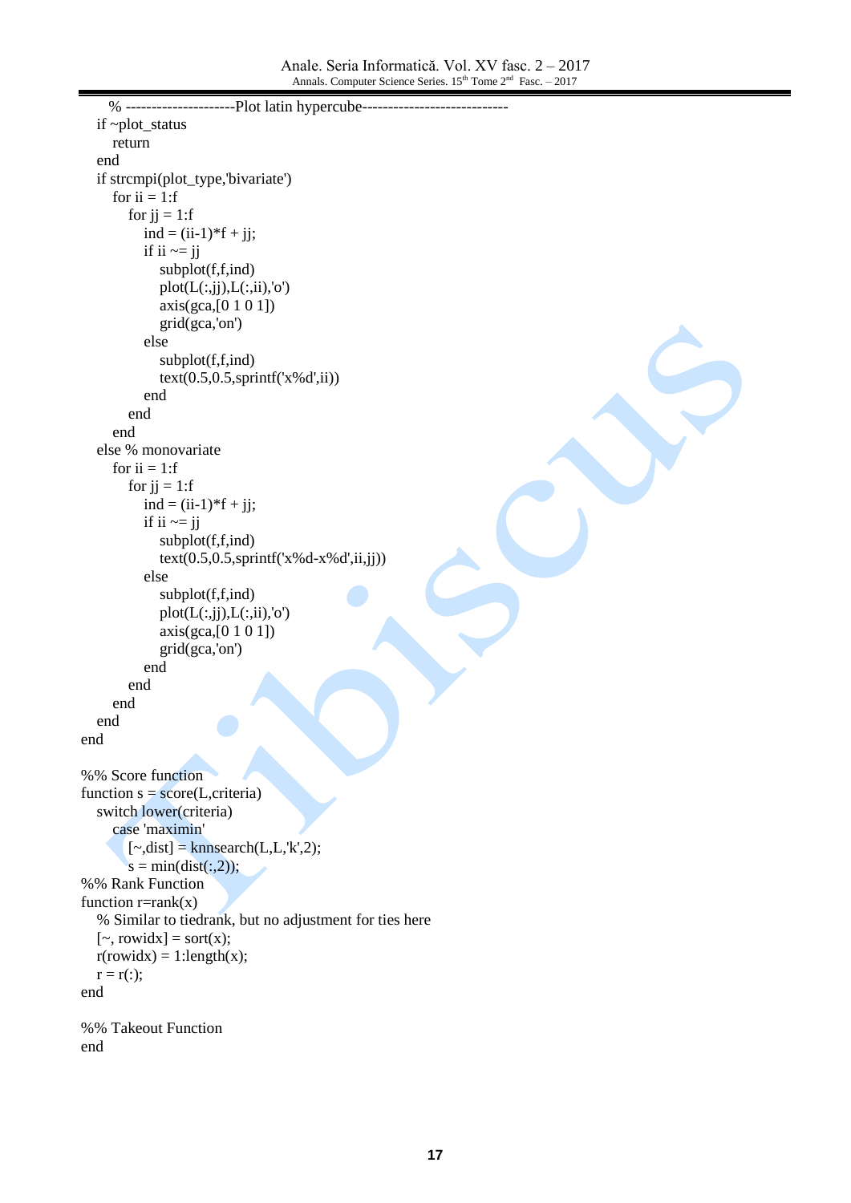```
    % --------------------Plot latin hypercube---------------------------
  if ~plot_status
     return
  end
  if strcmpi(plot_type,'bivariate')
     for ii = 1:f
        for jj = 1:f
           ind = (ii-1)*f + jj;
           if ii ~= jj
              subplot(f,f,ind)
              plot(L(:,jj),L(:,ii),'o')
              axis(gca,[0 1 0 1])
              grid(gca,'on')
           else
              subplot(f,f,ind)
              text(0.5,0.5,sprintf('x%d',ii))
           end
        end
     end
  else % monovariate
     for ii = 1:f
        for jj = 1:f
           ind = (ii-1)*f + jj;
           if ii ~= jj
              subplot(f,f,ind)
              text(0.5,0.5,sprintf('x%d-x%d',ii,jj))
           else
              subplot(f,f,ind)
              plot(L(:,jj),L(:,ii),'o')
              axis(gca,[0 1 0 1])
              grid(gca,'on')
           end
        end
     end
  end
end

%% Score function
function s = score(L,criteria)
  switch lower(criteria)
     case 'maximin'
        [~,dist] = knnsearch(L,L,'k',2);
        s = min(dist(:,2));
%% Rank Function
function r=rank(x)
  % Similar to tiedrank, but no adjustment for ties here
  [~, rowidx] = sort(x);
  r(rowidx) = 1:length(x);
  r = r(:);
end

%% Takeout Function
end
```